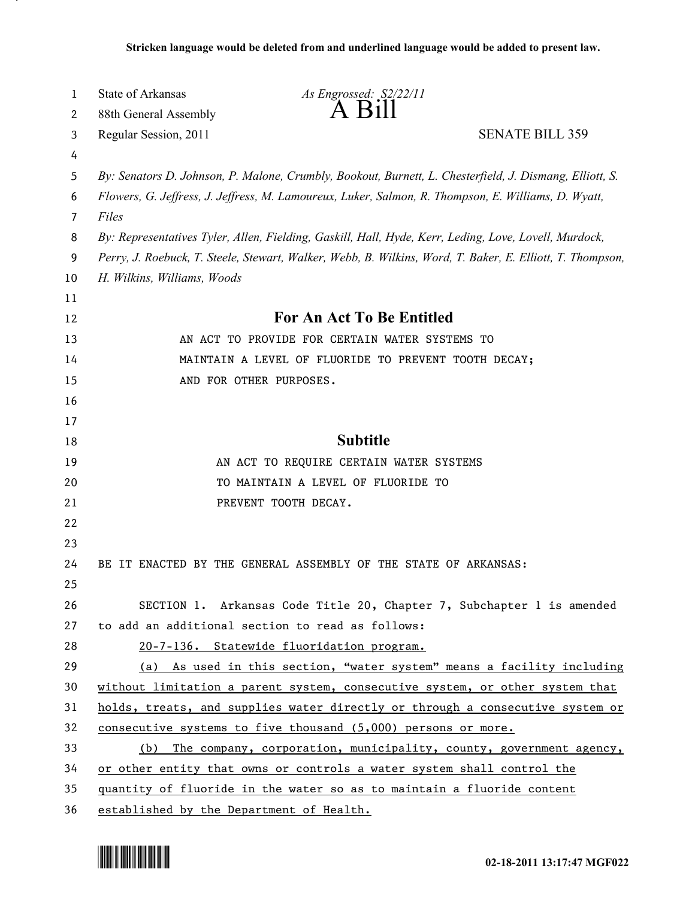Stricken language would be deleted from and underlined language would be added to present law.

State of Arkansas

88th General Assembly

Regular Session, 2011

*As Engrossed: S2/22/11*

# A Bill

SENATE BILL 359

*By: Senators D. Johnson, P. Malone, Crumbly, Bookout, Burnett, L. Chesterfield, J. Dismang, Elliott, S. Flowers, G. Jeffress, J. Jeffress, M. Lamoureux, Luker, Salmon, R. Thompson, E. Williams, D. Wyatt, Files*

*By: Representatives Tyler, Allen, Fielding, Gaskill, Hall, Hyde, Kerr, Leding, Love, Lovell, Murdock, Perry, J. Roebuck, T. Steele, Stewart, Walker, Webb, B. Wilkins, Word, T. Baker, E. Elliott, T. Thompson, H. Wilkins, Williams, Woods*

## For An Act To Be Entitled

AN ACT TO PROVIDE FOR CERTAIN WATER SYSTEMS TO MAINTAIN A LEVEL OF FLUORIDE TO PREVENT TOOTH DECAY; AND FOR OTHER PURPOSES.

## Subtitle

AN ACT TO REQUIRE CERTAIN WATER SYSTEMS TO MAINTAIN A LEVEL OF FLUORIDE TO PREVENT TOOTH DECAY.

BE IT ENACTED BY THE GENERAL ASSEMBLY OF THE STATE OF ARKANSAS:

SECTION 1. Arkansas Code Title 20, Chapter 7, Subchapter 1 is amended to add an additional section to read as follows:

<u>20-7-136. Statewide fluoridation program.</u>

<u>(a) As used in this section, "water system" means a facility including without limitation a parent system, consecutive system, or other system that holds, treats, and supplies water directly or through a consecutive system or consecutive systems to five thousand (5,000) persons or more.</u>

<u>(b) The company, corporation, municipality, county, government agency, or other entity that owns or controls a water system shall control the quantity of fluoride in the water so as to maintain a fluoride content established by the Department of Health.</u>

02-18-2011 13:17:47 MGF022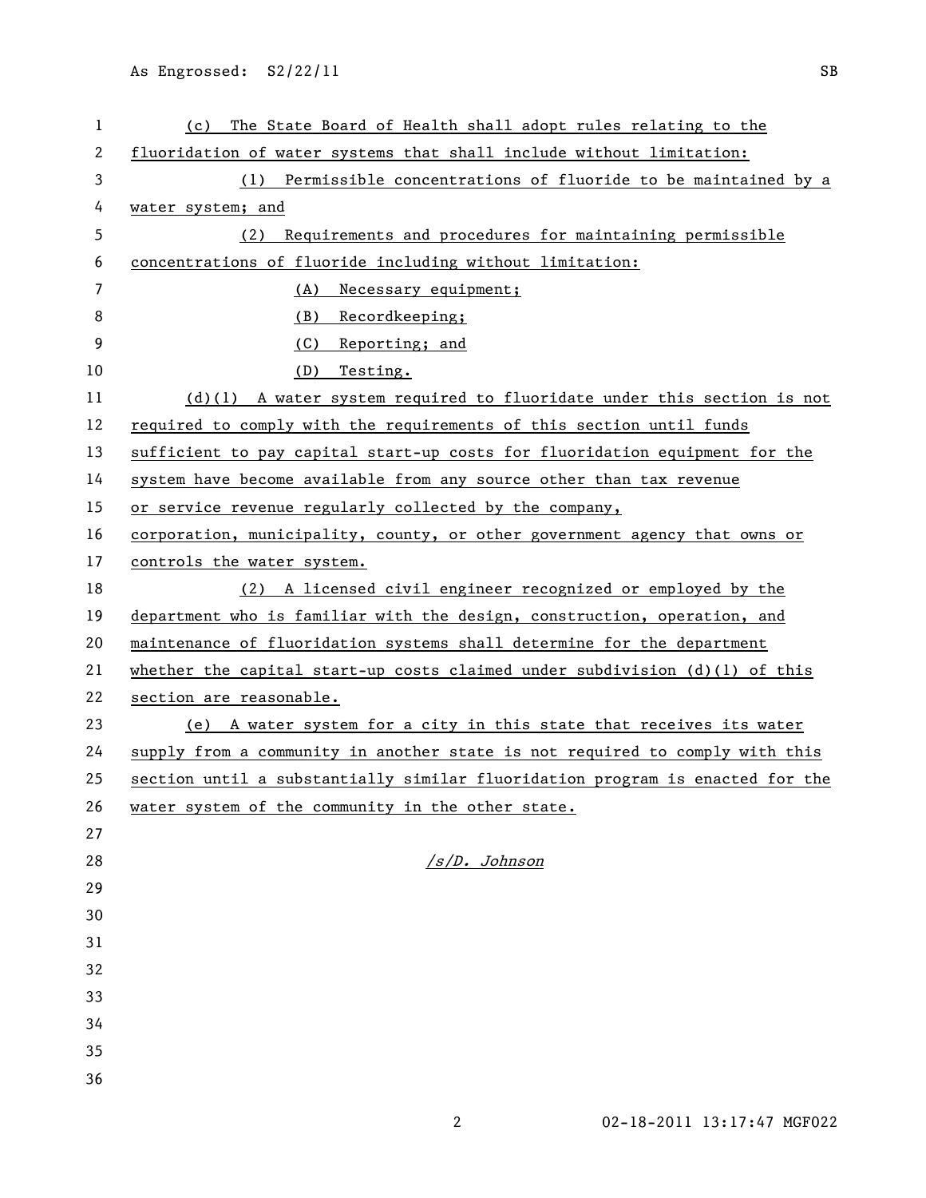(c) The State Board of Health shall adopt rules relating to the fluoridation of water systems that shall include without limitation:

(1) Permissible concentrations of fluoride to be maintained by a water system; and

(2) Requirements and procedures for maintaining permissible concentrations of fluoride including without limitation:

(A) Necessary equipment;

(B) Recordkeeping;

(C) Reporting; and

(D) Testing.

(d)(1) A water system required to fluoridate under this section is not required to comply with the requirements of this section until funds sufficient to pay capital start-up costs for fluoridation equipment for the system have become available from any source other than tax revenue or service revenue regularly collected by the company, corporation, municipality, county, or other government agency that owns or controls the water system.

(2) A licensed civil engineer recognized or employed by the department who is familiar with the design, construction, operation, and maintenance of fluoridation systems shall determine for the department whether the capital start-up costs claimed under subdivision (d)(1) of this section are reasonable.

(e) A water system for a city in this state that receives its water supply from a community in another state is not required to comply with this section until a substantially similar fluoridation program is enacted for the water system of the community in the other state.

*/s/D. Johnson*